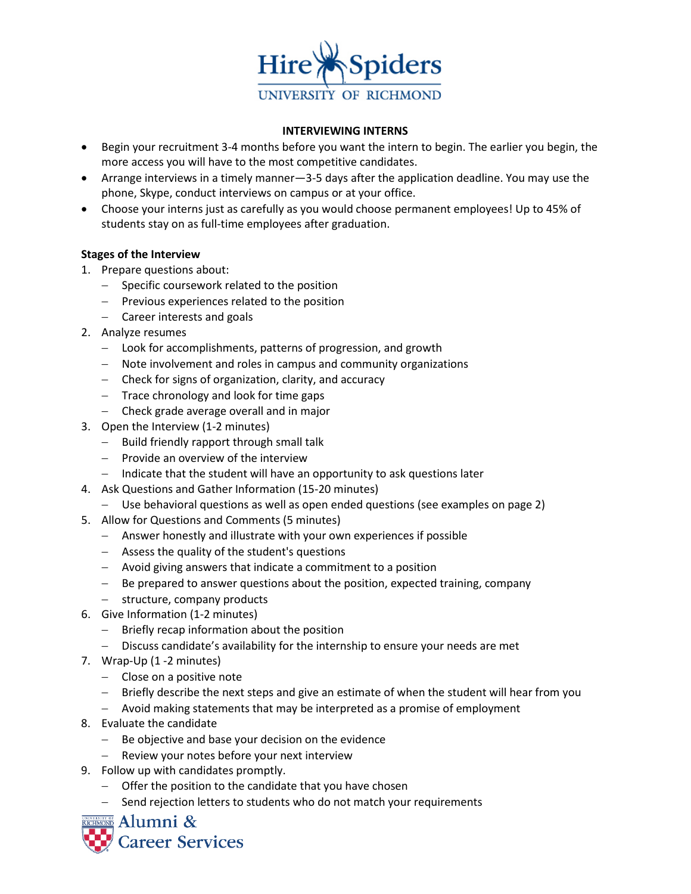Hire Spiders
UNIVERSITY OF RICHMOND

**INTERVIEWING INTERNS**

- Begin your recruitment 3-4 months before you want the intern to begin. The earlier you begin, the more access you will have to the most competitive candidates.
- Arrange interviews in a timely manner—3-5 days after the application deadline. You may use the phone, Skype, conduct interviews on campus or at your office.
- Choose your interns just as carefully as you would choose permanent employees! Up to 45% of students stay on as full-time employees after graduation.

**Stages of the Interview**

1. Prepare questions about:
   - Specific coursework related to the position
   - Previous experiences related to the position
   - Career interests and goals
2. Analyze resumes
   - Look for accomplishments, patterns of progression, and growth
   - Note involvement and roles in campus and community organizations
   - Check for signs of organization, clarity, and accuracy
   - Trace chronology and look for time gaps
   - Check grade average overall and in major
3. Open the Interview (1-2 minutes)
   - Build friendly rapport through small talk
   - Provide an overview of the interview
   - Indicate that the student will have an opportunity to ask questions later
4. Ask Questions and Gather Information (15-20 minutes)
   - Use behavioral questions as well as open ended questions (see examples on page 2)
5. Allow for Questions and Comments (5 minutes)
   - Answer honestly and illustrate with your own experiences if possible
   - Assess the quality of the student's questions
   - Avoid giving answers that indicate a commitment to a position
   - Be prepared to answer questions about the position, expected training, company
   - structure, company products
6. Give Information (1-2 minutes)
   - Briefly recap information about the position
   - Discuss candidate's availability for the internship to ensure your needs are met
7. Wrap-Up (1 -2 minutes)
   - Close on a positive note
   - Briefly describe the next steps and give an estimate of when the student will hear from you
   - Avoid making statements that may be interpreted as a promise of employment
8. Evaluate the candidate
   - Be objective and base your decision on the evidence
   - Review your notes before your next interview
9. Follow up with candidates promptly.
   - Offer the position to the candidate that you have chosen
   - Send rejection letters to students who do not match your requirements

Alumni & Career Services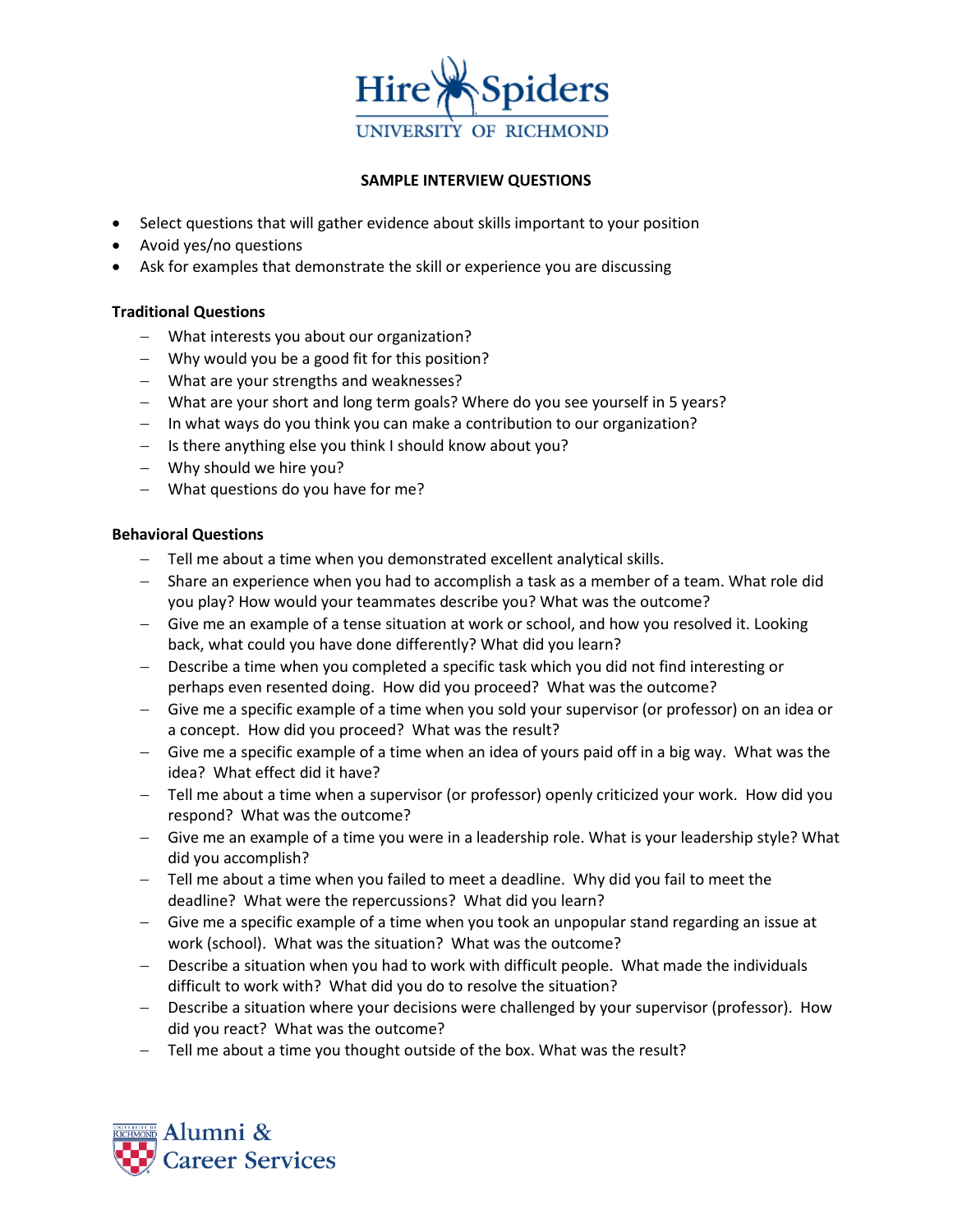Hire Spiders
UNIVERSITY OF RICHMOND

## SAMPLE INTERVIEW QUESTIONS

- Select questions that will gather evidence about skills important to your position
- Avoid yes/no questions
- Ask for examples that demonstrate the skill or experience you are discussing

### Traditional Questions

- What interests you about our organization?
- Why would you be a good fit for this position?
- What are your strengths and weaknesses?
- What are your short and long term goals? Where do you see yourself in 5 years?
- In what ways do you think you can make a contribution to our organization?
- Is there anything else you think I should know about you?
- Why should we hire you?
- What questions do you have for me?

### Behavioral Questions

- Tell me about a time when you demonstrated excellent analytical skills.
- Share an experience when you had to accomplish a task as a member of a team. What role did you play? How would your teammates describe you? What was the outcome?
- Give me an example of a tense situation at work or school, and how you resolved it. Looking back, what could you have done differently? What did you learn?
- Describe a time when you completed a specific task which you did not find interesting or perhaps even resented doing. How did you proceed? What was the outcome?
- Give me a specific example of a time when you sold your supervisor (or professor) on an idea or a concept. How did you proceed? What was the result?
- Give me a specific example of a time when an idea of yours paid off in a big way. What was the idea? What effect did it have?
- Tell me about a time when a supervisor (or professor) openly criticized your work. How did you respond? What was the outcome?
- Give me an example of a time you were in a leadership role. What is your leadership style? What did you accomplish?
- Tell me about a time when you failed to meet a deadline. Why did you fail to meet the deadline? What were the repercussions? What did you learn?
- Give me a specific example of a time when you took an unpopular stand regarding an issue at work (school). What was the situation? What was the outcome?
- Describe a situation when you had to work with difficult people. What made the individuals difficult to work with? What did you do to resolve the situation?
- Describe a situation where your decisions were challenged by your supervisor (professor). How did you react? What was the outcome?
- Tell me about a time you thought outside of the box. What was the result?

Alumni & Career Services